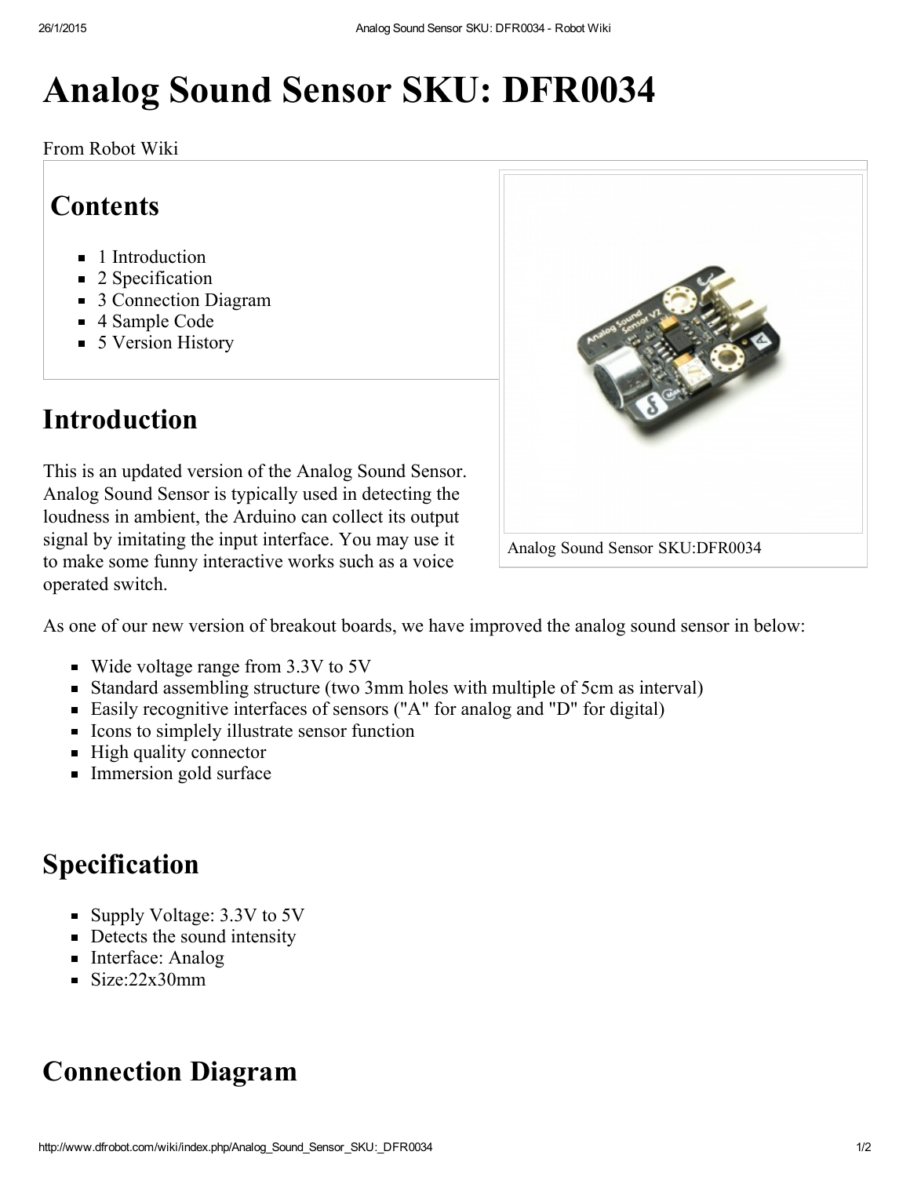# Analog Sound Sensor SKU: DFR0034

From Robot Wiki

## Contents

- 1 Introduction
- 2 Specification
- 3 Connection Diagram
- 4 Sample Code
- 5 Version History

Analog Sound Sensor SKU:DFR0034

## Introduction

This is an updated version of the Analog Sound Sensor. Analog Sound Sensor is typically used in detecting the loudness in ambient, the Arduino can collect its output signal by imitating the input interface. You may use it to make some funny interactive works such as a voice operated switch.

As one of our new version of breakout boards, we have improved the analog sound sensor in below:

- Wide voltage range from 3.3V to 5V
- Standard assembling structure (two 3mm holes with multiple of 5cm as interval)
- Easily recognitive interfaces of sensors ("A" for analog and "D" for digital)
- Icons to simplely illustrate sensor function
- High quality connector
- Immersion gold surface

## Specification

- Supply Voltage: 3.3V to 5V
- Detects the sound intensity
- Interface: Analog
- Size:22x30mm

## Connection Diagram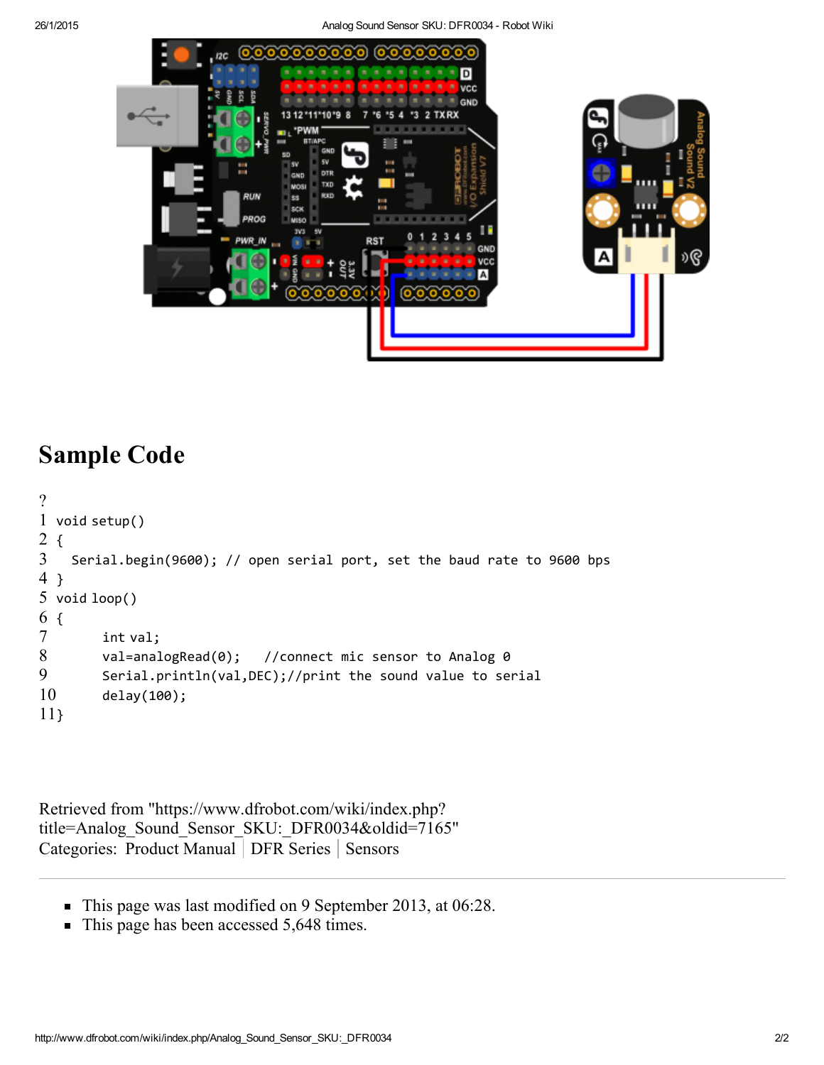## Sample Code

```
void setup()
{
  Serial.begin(9600); // open serial port, set the baud rate to 9600 bps
}
void loop()
{
      int val;
      val=analogRead(0);   //connect mic sensor to Analog 0
      Serial.println(val,DEC);//print the sound value to serial
      delay(100);
}
```

Retrieved from "https://www.dfrobot.com/wiki/index.php?title=Analog_Sound_Sensor_SKU:_DFR0034&oldid=7165"
Categories: Product Manual | DFR Series | Sensors

- This page was last modified on 9 September 2013, at 06:28.
- This page has been accessed 5,648 times.